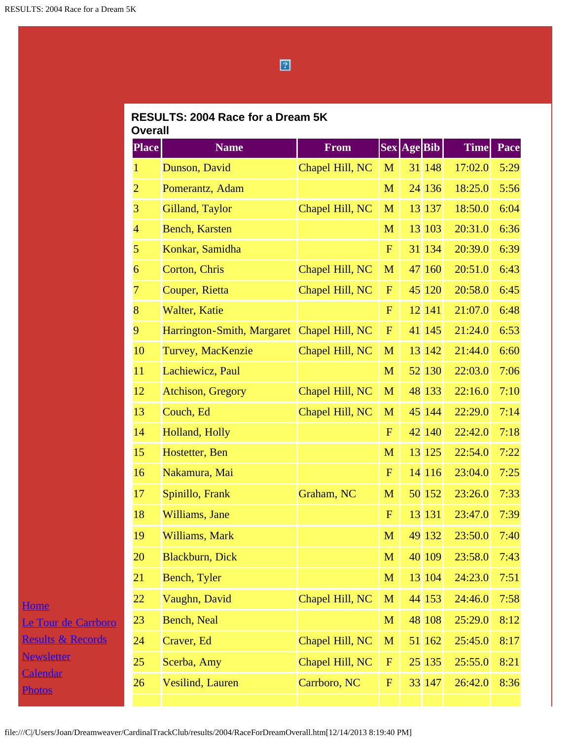**RESULTS: 2004 Race for a Dream 5K**
**Overall**

| Place | Name | From | Sex | Age | Bib | Time | Pace |
|---|---|---|---|---|---|---|---|
| 1 | Dunson, David | Chapel Hill, NC | M | 31 | 148 | 17:02.0 | 5:29 |
| 2 | Pomerantz, Adam | | M | 24 | 136 | 18:25.0 | 5:56 |
| 3 | Gilland, Taylor | Chapel Hill, NC | M | 13 | 137 | 18:50.0 | 6:04 |
| 4 | Bench, Karsten | | M | 13 | 103 | 20:31.0 | 6:36 |
| 5 | Konkar, Samidha | | F | 31 | 134 | 20:39.0 | 6:39 |
| 6 | Corton, Chris | Chapel Hill, NC | M | 47 | 160 | 20:51.0 | 6:43 |
| 7 | Couper, Rietta | Chapel Hill, NC | F | 45 | 120 | 20:58.0 | 6:45 |
| 8 | Walter, Katie | | F | 12 | 141 | 21:07.0 | 6:48 |
| 9 | Harrington-Smith, Margaret | Chapel Hill, NC | F | 41 | 145 | 21:24.0 | 6:53 |
| 10 | Turvey, MacKenzie | Chapel Hill, NC | M | 13 | 142 | 21:44.0 | 6:60 |
| 11 | Lachiewicz, Paul | | M | 52 | 130 | 22:03.0 | 7:06 |
| 12 | Atchison, Gregory | Chapel Hill, NC | M | 48 | 133 | 22:16.0 | 7:10 |
| 13 | Couch, Ed | Chapel Hill, NC | M | 45 | 144 | 22:29.0 | 7:14 |
| 14 | Holland, Holly | | F | 42 | 140 | 22:42.0 | 7:18 |
| 15 | Hostetter, Ben | | M | 13 | 125 | 22:54.0 | 7:22 |
| 16 | Nakamura, Mai | | F | 14 | 116 | 23:04.0 | 7:25 |
| 17 | Spinillo, Frank | Graham, NC | M | 50 | 152 | 23:26.0 | 7:33 |
| 18 | Williams, Jane | | F | 13 | 131 | 23:47.0 | 7:39 |
| 19 | Williams, Mark | | M | 49 | 132 | 23:50.0 | 7:40 |
| 20 | Blackburn, Dick | | M | 40 | 109 | 23:58.0 | 7:43 |
| 21 | Bench, Tyler | | M | 13 | 104 | 24:23.0 | 7:51 |
| 22 | Vaughn, David | Chapel Hill, NC | M | 44 | 153 | 24:46.0 | 7:58 |
| 23 | Bench, Neal | | M | 48 | 108 | 25:29.0 | 8:12 |
| 24 | Craver, Ed | Chapel Hill, NC | M | 51 | 162 | 25:45.0 | 8:17 |
| 25 | Scerba, Amy | Chapel Hill, NC | F | 25 | 135 | 25:55.0 | 8:21 |
| 26 | Vesilind, Lauren | Carrboro, NC | F | 33 | 147 | 26:42.0 | 8:36 |

Home
Le Tour de Carrboro
Results & Records
Newsletter
Calendar
Photos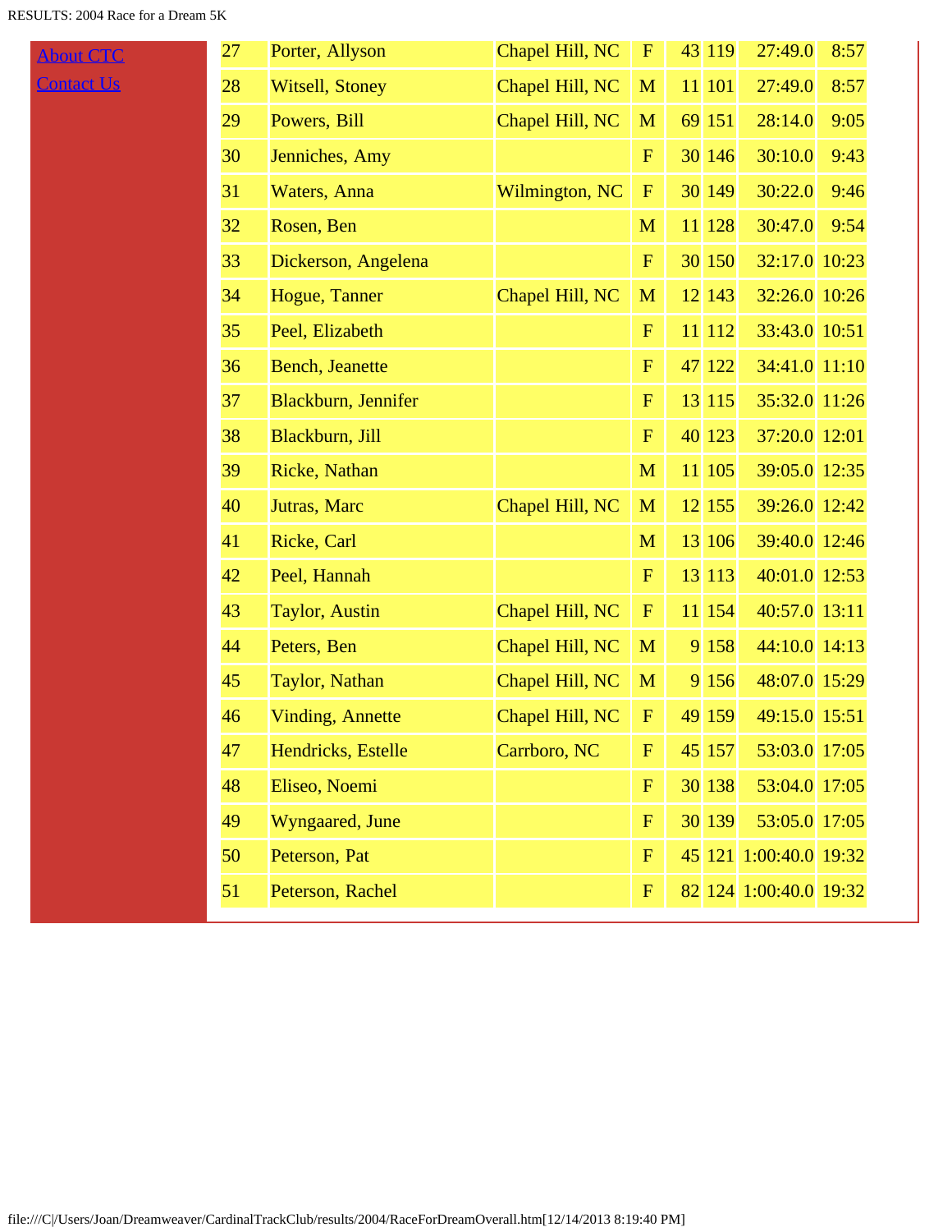About CTC
Contact Us

| | | | | | | | |
|---|---|---|---|---|---|---|---|
| 27 | Porter, Allyson | Chapel Hill, NC | F | 43 | 119 | 27:49.0 | 8:57 |
| 28 | Witsell, Stoney | Chapel Hill, NC | M | 11 | 101 | 27:49.0 | 8:57 |
| 29 | Powers, Bill | Chapel Hill, NC | M | 69 | 151 | 28:14.0 | 9:05 |
| 30 | Jenniches, Amy | | F | 30 | 146 | 30:10.0 | 9:43 |
| 31 | Waters, Anna | Wilmington, NC | F | 30 | 149 | 30:22.0 | 9:46 |
| 32 | Rosen, Ben | | M | 11 | 128 | 30:47.0 | 9:54 |
| 33 | Dickerson, Angelena | | F | 30 | 150 | 32:17.0 | 10:23 |
| 34 | Hogue, Tanner | Chapel Hill, NC | M | 12 | 143 | 32:26.0 | 10:26 |
| 35 | Peel, Elizabeth | | F | 11 | 112 | 33:43.0 | 10:51 |
| 36 | Bench, Jeanette | | F | 47 | 122 | 34:41.0 | 11:10 |
| 37 | Blackburn, Jennifer | | F | 13 | 115 | 35:32.0 | 11:26 |
| 38 | Blackburn, Jill | | F | 40 | 123 | 37:20.0 | 12:01 |
| 39 | Ricke, Nathan | | M | 11 | 105 | 39:05.0 | 12:35 |
| 40 | Jutras, Marc | Chapel Hill, NC | M | 12 | 155 | 39:26.0 | 12:42 |
| 41 | Ricke, Carl | | M | 13 | 106 | 39:40.0 | 12:46 |
| 42 | Peel, Hannah | | F | 13 | 113 | 40:01.0 | 12:53 |
| 43 | Taylor, Austin | Chapel Hill, NC | F | 11 | 154 | 40:57.0 | 13:11 |
| 44 | Peters, Ben | Chapel Hill, NC | M | 9 | 158 | 44:10.0 | 14:13 |
| 45 | Taylor, Nathan | Chapel Hill, NC | M | 9 | 156 | 48:07.0 | 15:29 |
| 46 | Vinding, Annette | Chapel Hill, NC | F | 49 | 159 | 49:15.0 | 15:51 |
| 47 | Hendricks, Estelle | Carrboro, NC | F | 45 | 157 | 53:03.0 | 17:05 |
| 48 | Eliseo, Noemi | | F | 30 | 138 | 53:04.0 | 17:05 |
| 49 | Wyngaared, June | | F | 30 | 139 | 53:05.0 | 17:05 |
| 50 | Peterson, Pat | | F | 45 | 121 | 1:00:40.0 | 19:32 |
| 51 | Peterson, Rachel | | F | 82 | 124 | 1:00:40.0 | 19:32 |